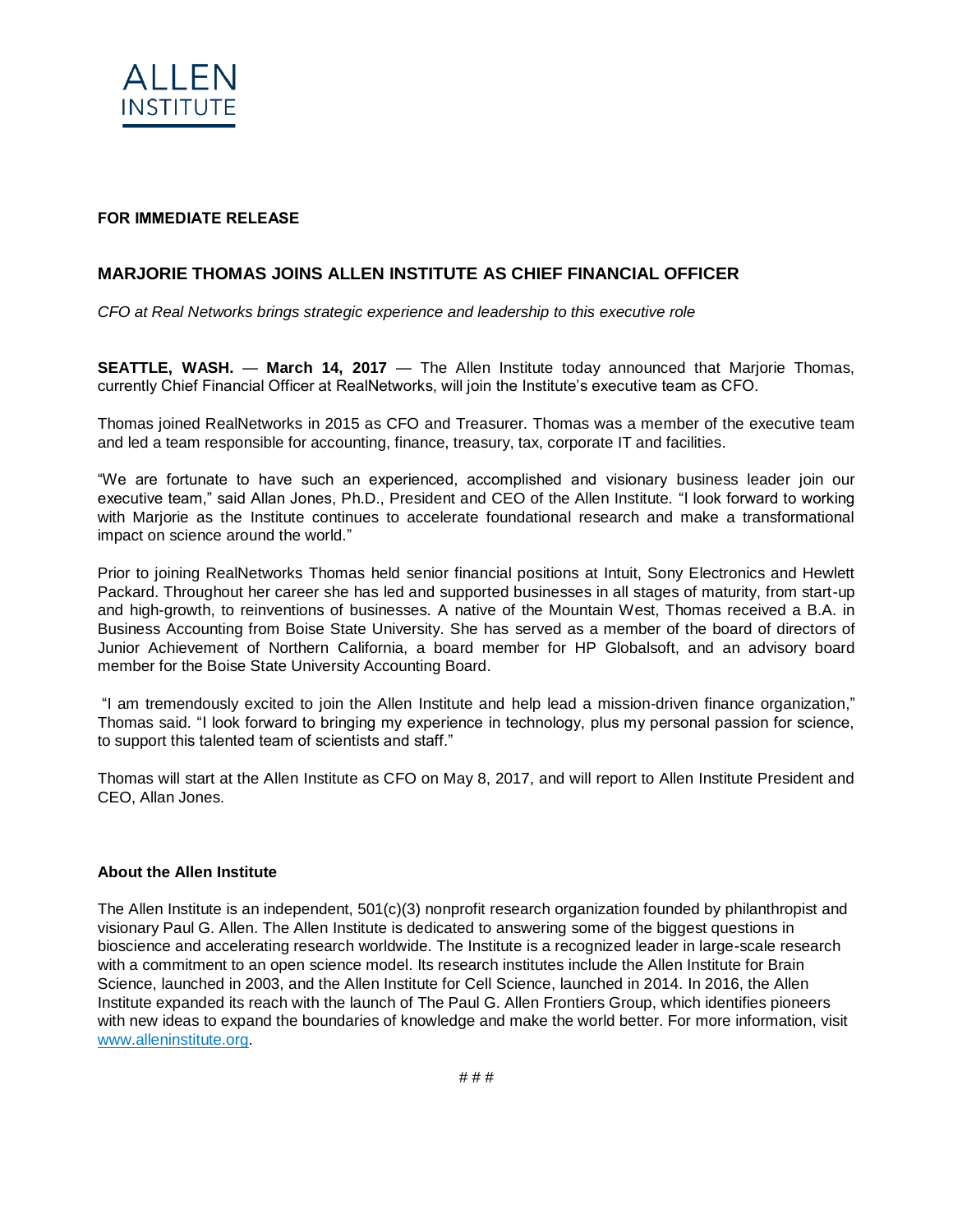ALLEN
INSTITUTE

**FOR IMMEDIATE RELEASE**

## MARJORIE THOMAS JOINS ALLEN INSTITUTE AS CHIEF FINANCIAL OFFICER

*CFO at Real Networks brings strategic experience and leadership to this executive role*

**SEATTLE, WASH.** — **March 14, 2017** — The Allen Institute today announced that Marjorie Thomas, currently Chief Financial Officer at RealNetworks, will join the Institute's executive team as CFO.

Thomas joined RealNetworks in 2015 as CFO and Treasurer. Thomas was a member of the executive team and led a team responsible for accounting, finance, treasury, tax, corporate IT and facilities.

"We are fortunate to have such an experienced, accomplished and visionary business leader join our executive team," said Allan Jones, Ph.D., President and CEO of the Allen Institute. "I look forward to working with Marjorie as the Institute continues to accelerate foundational research and make a transformational impact on science around the world."

Prior to joining RealNetworks Thomas held senior financial positions at Intuit, Sony Electronics and Hewlett Packard. Throughout her career she has led and supported businesses in all stages of maturity, from start-up and high-growth, to reinventions of businesses. A native of the Mountain West, Thomas received a B.A. in Business Accounting from Boise State University. She has served as a member of the board of directors of Junior Achievement of Northern California, a board member for HP Globalsoft, and an advisory board member for the Boise State University Accounting Board.

"I am tremendously excited to join the Allen Institute and help lead a mission-driven finance organization," Thomas said. "I look forward to bringing my experience in technology, plus my personal passion for science, to support this talented team of scientists and staff."

Thomas will start at the Allen Institute as CFO on May 8, 2017, and will report to Allen Institute President and CEO, Allan Jones.

**About the Allen Institute**

The Allen Institute is an independent, 501(c)(3) nonprofit research organization founded by philanthropist and visionary Paul G. Allen. The Allen Institute is dedicated to answering some of the biggest questions in bioscience and accelerating research worldwide. The Institute is a recognized leader in large-scale research with a commitment to an open science model. Its research institutes include the Allen Institute for Brain Science, launched in 2003, and the Allen Institute for Cell Science, launched in 2014. In 2016, the Allen Institute expanded its reach with the launch of The Paul G. Allen Frontiers Group, which identifies pioneers with new ideas to expand the boundaries of knowledge and make the world better. For more information, visit www.alleninstitute.org.

# # #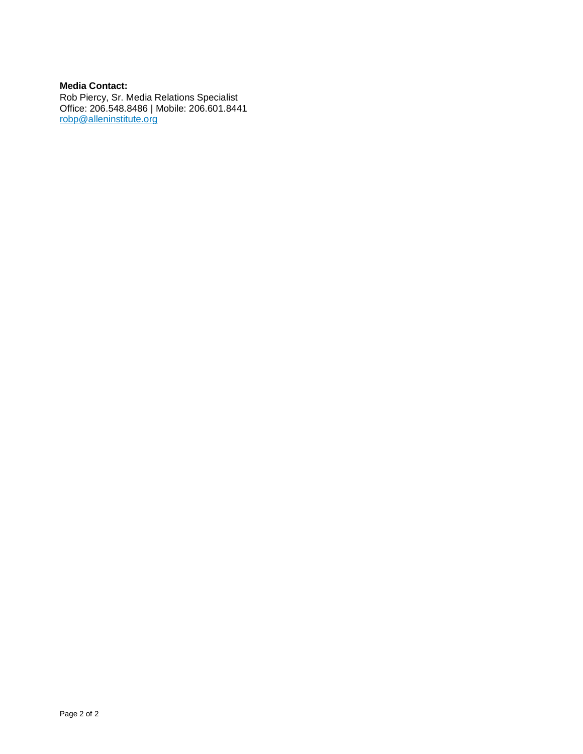**Media Contact:**
Rob Piercy, Sr. Media Relations Specialist
Office: 206.548.8486 | Mobile: 206.601.8441
robp@alleninstitute.org